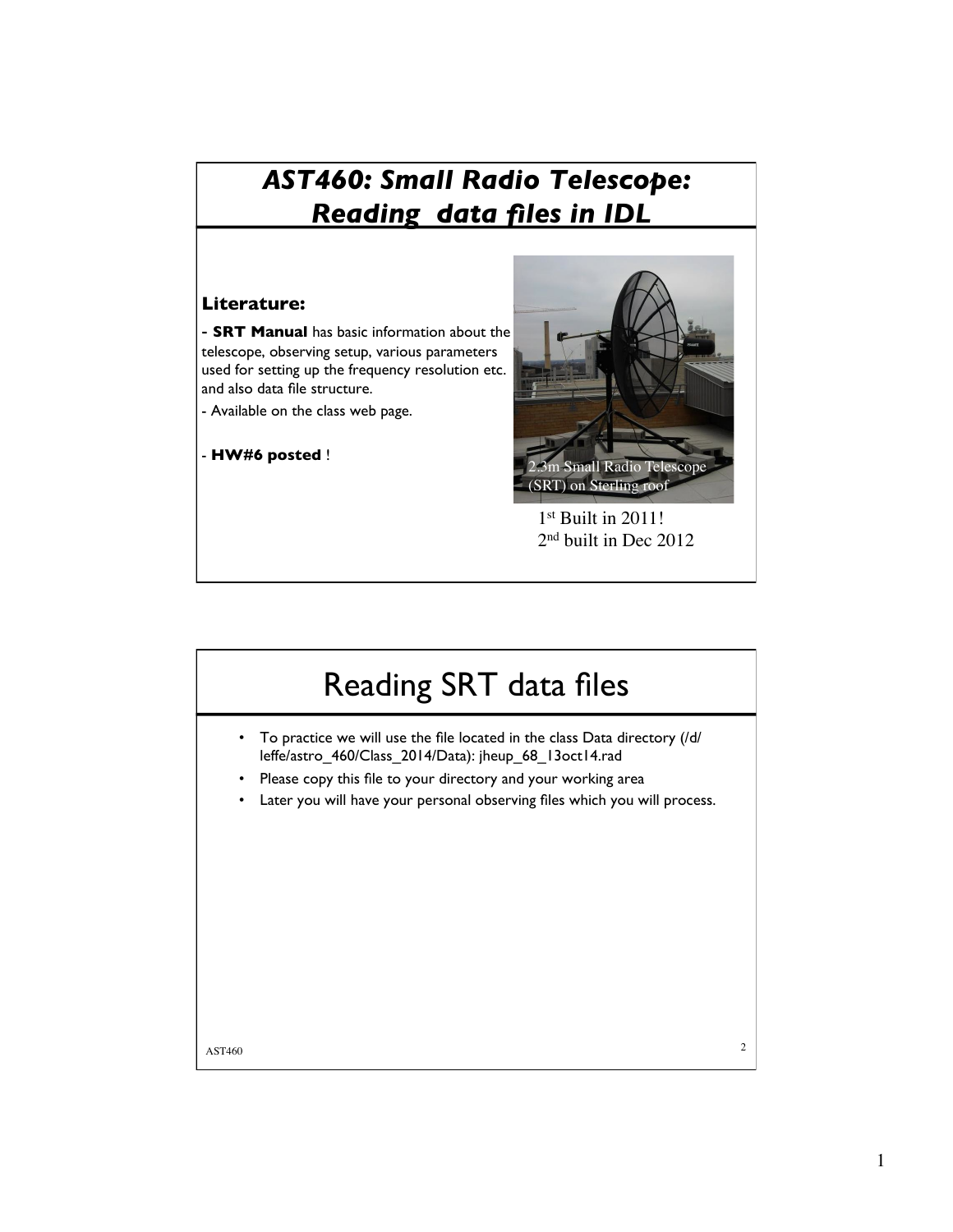# *AST460: Small Radio Telescope: Reading data files in IDL*

**Literature:**

- **SRT Manual** has basic information about the telescope, observing setup, various parameters used for setting up the frequency resolution etc. and also data file structure.
- Available on the class web page.
- **HW#6 posted** !

2.3m Small Radio Telescope (SRT) on Sterling roof

1st Built in 2011!
2nd built in Dec 2012

# Reading SRT data files

- To practice we will use the file located in the class Data directory (/d/leffe/astro_460/Class_2014/Data): jheup_68_13oct14.rad
- Please copy this file to your directory and your working area
- Later you will have your personal observing files which you will process.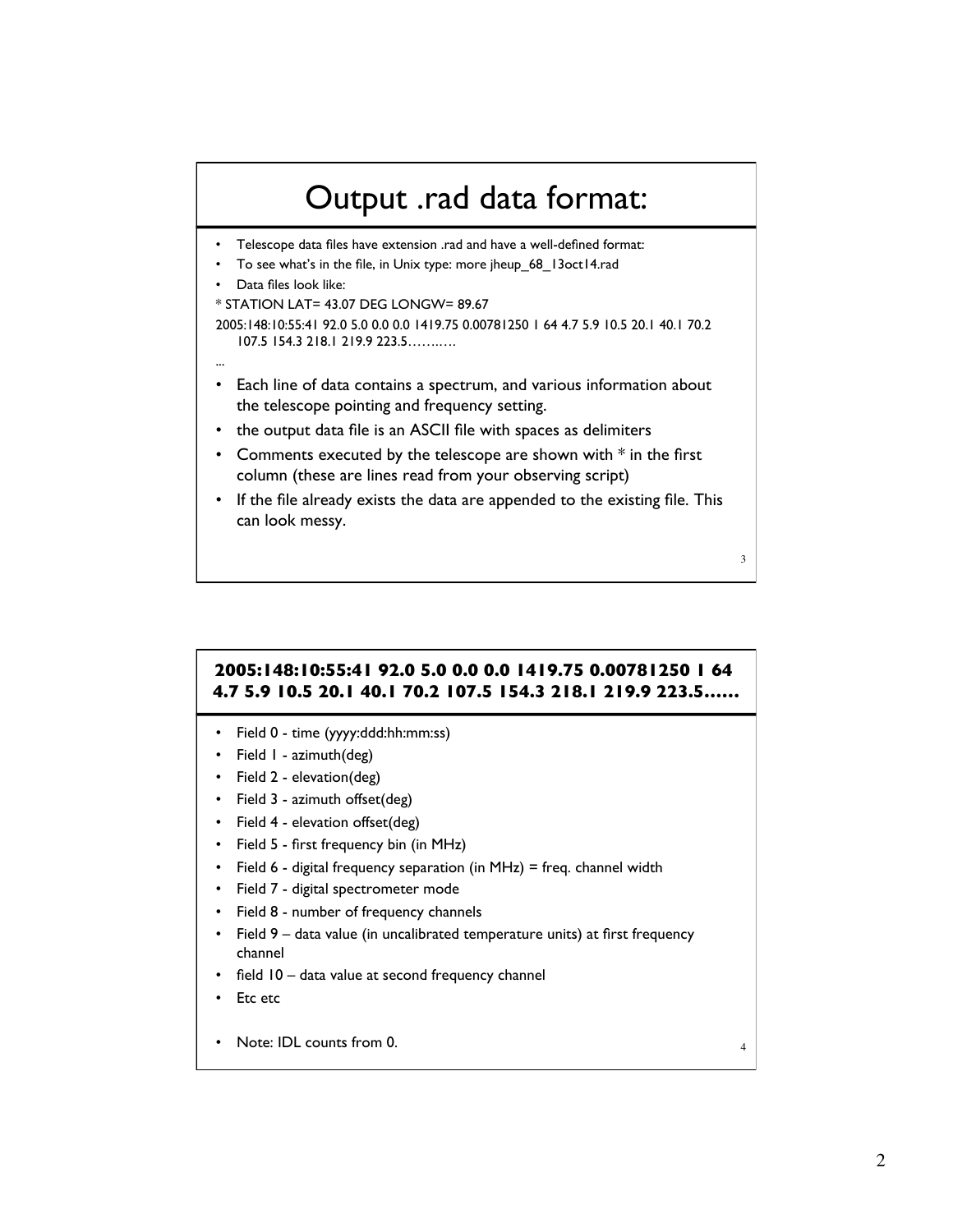# Output .rad data format:

- Telescope data files have extension .rad and have a well-defined format:
- To see what's in the file, in Unix type: more jheup_68_13oct14.rad
- Data files look like:

* STATION LAT= 43.07 DEG LONGW= 89.67

2005:148:10:55:41 92.0 5.0 0.0 0.0 1419.75 0.00781250 1 64 4.7 5.9 10.5 20.1 40.1 70.2 107.5 154.3 218.1 219.9 223.5……..…

...

- Each line of data contains a spectrum, and various information about the telescope pointing and frequency setting.
- the output data file is an ASCII file with spaces as delimiters
- Comments executed by the telescope are shown with * in the first column (these are lines read from your observing script)
- If the file already exists the data are appended to the existing file. This can look messy.

## 2005:148:10:55:41 92.0 5.0 0.0 0.0 1419.75 0.00781250 1 64 4.7 5.9 10.5 20.1 40.1 70.2 107.5 154.3 218.1 219.9 223.5……

- Field 0 - time (yyyy:ddd:hh:mm:ss)
- Field 1 - azimuth(deg)
- Field 2 - elevation(deg)
- Field 3 - azimuth offset(deg)
- Field 4 - elevation offset(deg)
- Field 5 - first frequency bin (in MHz)
- Field 6 - digital frequency separation (in MHz) = freq. channel width
- Field 7 - digital spectrometer mode
- Field 8 - number of frequency channels
- Field 9 – data value (in uncalibrated temperature units) at first frequency channel
- field 10 – data value at second frequency channel
- Etc etc

- Note: IDL counts from 0.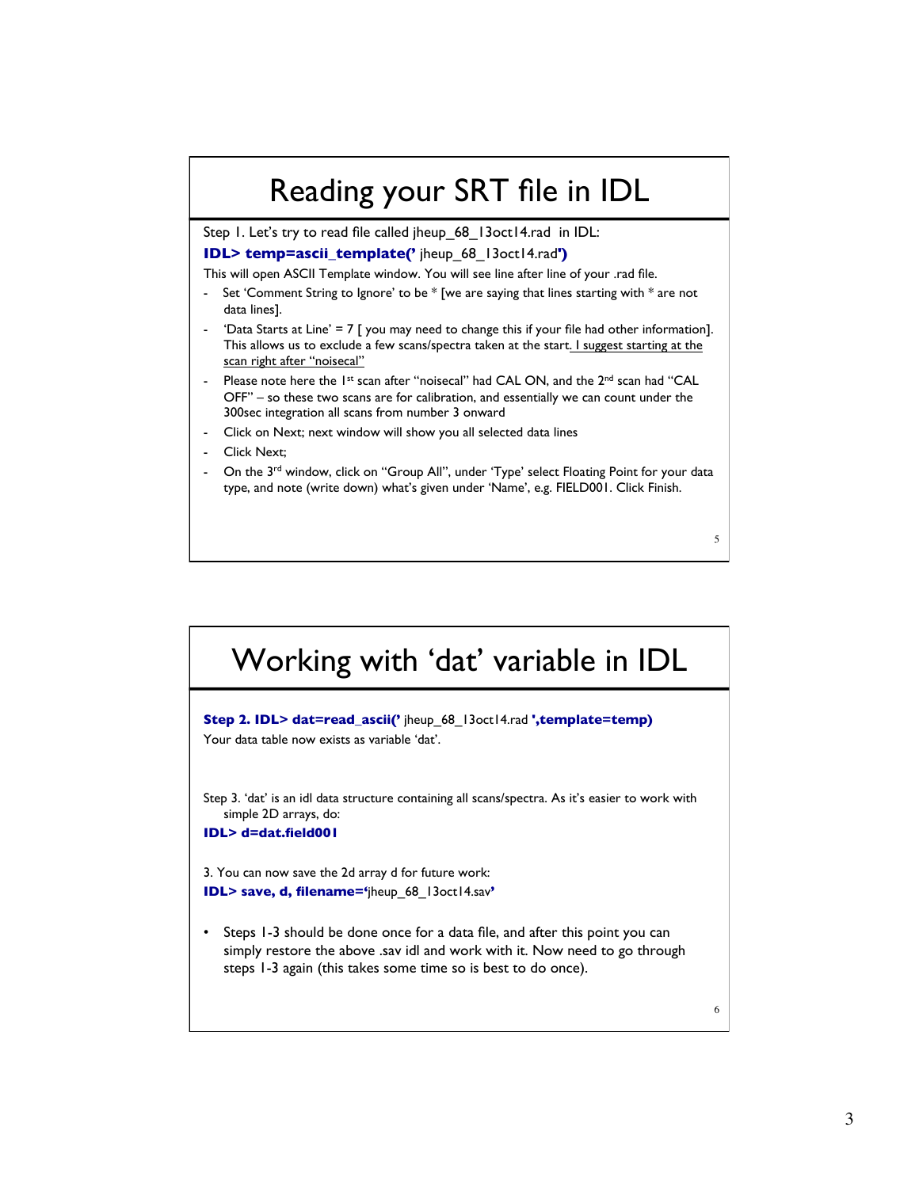# Reading your SRT file in IDL

Step 1. Let's try to read file called jheup_68_13oct14.rad in IDL:

**IDL> temp=ascii_template('** jheup_68_13oct14.rad**')**

This will open ASCII Template window. You will see line after line of your .rad file.

- Set 'Comment String to Ignore' to be * [we are saying that lines starting with * are not data lines].
- 'Data Starts at Line' = 7 [ you may need to change this if your file had other information]. This allows us to exclude a few scans/spectra taken at the start. <u>I suggest starting at the scan right after "noisecal"</u>
- Please note here the 1st scan after "noisecal" had CAL ON, and the 2nd scan had "CAL OFF" – so these two scans are for calibration, and essentially we can count under the 300sec integration all scans from number 3 onward
- Click on Next; next window will show you all selected data lines
- Click Next;
- On the 3rd window, click on "Group All", under 'Type' select Floating Point for your data type, and note (write down) what's given under 'Name', e.g. FIELD001. Click Finish.

# Working with 'dat' variable in IDL

**Step 2. IDL> dat=read_ascii('** jheup_68_13oct14.rad **',template=temp)**

Your data table now exists as variable 'dat'.

Step 3. 'dat' is an idl data structure containing all scans/spectra. As it's easier to work with simple 2D arrays, do:

**IDL> d=dat.field001**

3. You can now save the 2d array d for future work:

**IDL> save, d, filename='**jheup_68_13oct14.sav**'**

- Steps 1-3 should be done once for a data file, and after this point you can simply restore the above .sav idl and work with it. Now need to go through steps 1-3 again (this takes some time so is best to do once).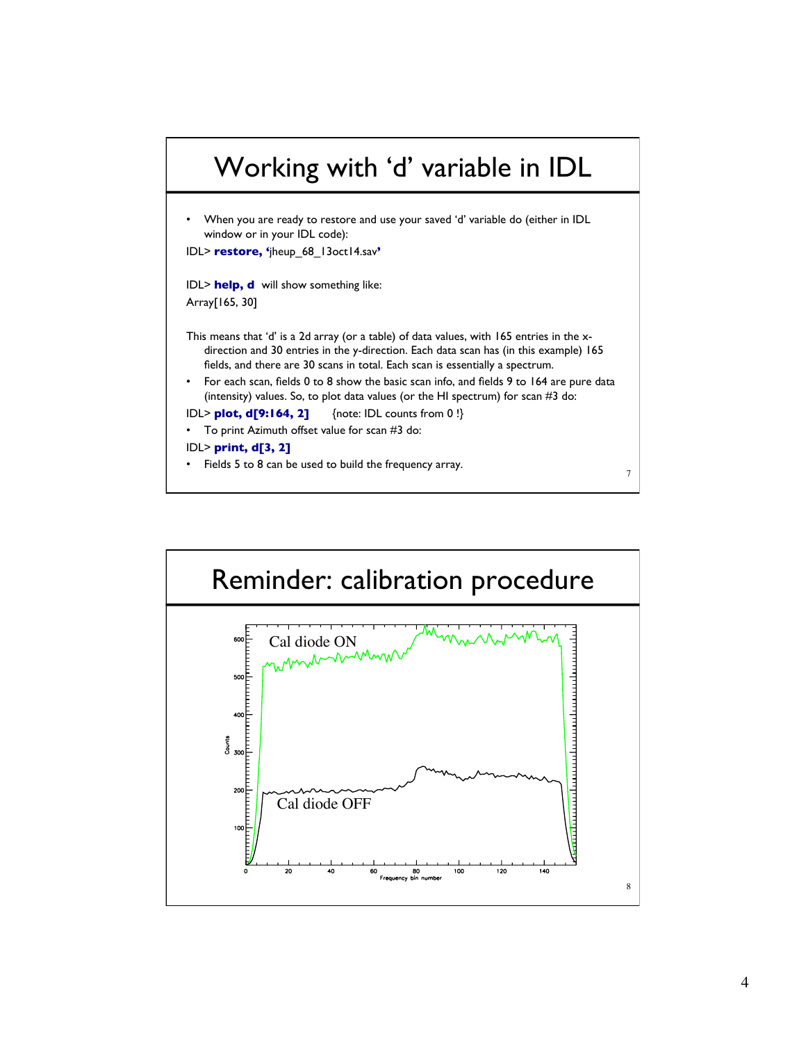# Working with 'd' variable in IDL

- When you are ready to restore and use your saved 'd' variable do (either in IDL window or in your IDL code):

IDL> **restore, 'jheup_68_13oct14.sav'**

IDL> **help, d** will show something like:

Array[165, 30]

This means that 'd' is a 2d array (or a table) of data values, with 165 entries in the x-direction and 30 entries in the y-direction. Each data scan has (in this example) 165 fields, and there are 30 scans in total. Each scan is essentially a spectrum.

- For each scan, fields 0 to 8 show the basic scan info, and fields 9 to 164 are pure data (intensity) values. So, to plot data values (or the HI spectrum) for scan #3 do:

IDL> **plot, d[9:164, 2]** {note: IDL counts from 0 !}

- To print Azimuth offset value for scan #3 do:

IDL> **print, d[3, 2]**

- Fields 5 to 8 can be used to build the frequency array.

# Reminder: calibration procedure

Cal diode ON

Cal diode OFF

Counts

Frequency bin number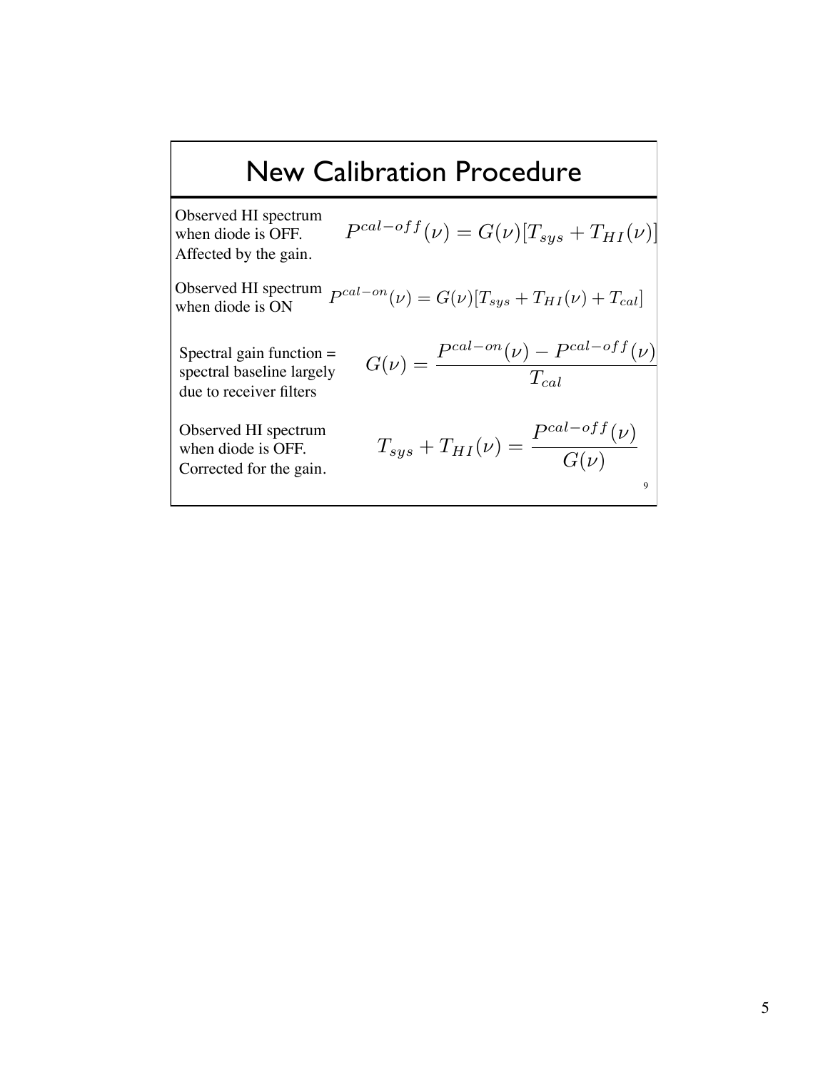# New Calibration Procedure

Observed HI spectrum when diode is OFF. Affected by the gain.

$$P^{cal-off}(\nu) = G(\nu)[T_{sys} + T_{HI}(\nu)]$$

Observed HI spectrum when diode is ON

$$P^{cal-on}(\nu) = G(\nu)[T_{sys} + T_{HI}(\nu) + T_{cal}]$$

Spectral gain function = spectral baseline largely due to receiver filters

$$G(\nu) = \frac{P^{cal-on}(\nu) - P^{cal-off}(\nu)}{T_{cal}}$$

Observed HI spectrum when diode is OFF. Corrected for the gain.

$$T_{sys} + T_{HI}(\nu) = \frac{P^{cal-off}(\nu)}{G(\nu)}$$